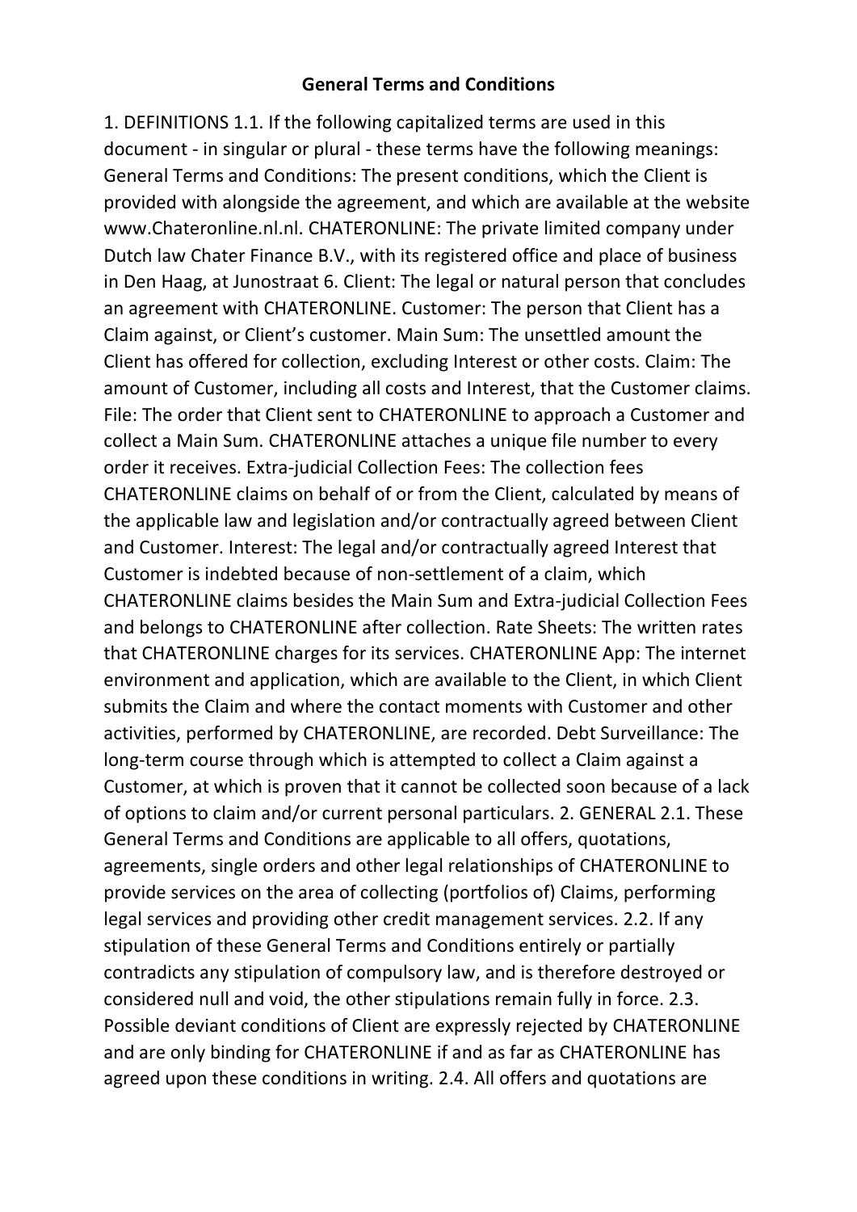## General Terms and Conditions

1. DEFINITIONS 1.1. If the following capitalized terms are used in this document - in singular or plural - these terms have the following meanings: General Terms and Conditions: The present conditions, which the Client is provided with alongside the agreement, and which are available at the website www.Chateronline.nl.nl. CHATERONLINE: The private limited company under Dutch law Chater Finance B.V., with its registered office and place of business in Den Haag, at Junostraat 6. Client: The legal or natural person that concludes an agreement with CHATERONLINE. Customer: The person that Client has a Claim against, or Client's customer. Main Sum: The unsettled amount the Client has offered for collection, excluding Interest or other costs. Claim: The amount of Customer, including all costs and Interest, that the Customer claims. File: The order that Client sent to CHATERONLINE to approach a Customer and collect a Main Sum. CHATERONLINE attaches a unique file number to every order it receives. Extra-judicial Collection Fees: The collection fees CHATERONLINE claims on behalf of or from the Client, calculated by means of the applicable law and legislation and/or contractually agreed between Client and Customer. Interest: The legal and/or contractually agreed Interest that Customer is indebted because of non-settlement of a claim, which CHATERONLINE claims besides the Main Sum and Extra-judicial Collection Fees and belongs to CHATERONLINE after collection. Rate Sheets: The written rates that CHATERONLINE charges for its services. CHATERONLINE App: The internet environment and application, which are available to the Client, in which Client submits the Claim and where the contact moments with Customer and other activities, performed by CHATERONLINE, are recorded. Debt Surveillance: The long-term course through which is attempted to collect a Claim against a Customer, at which is proven that it cannot be collected soon because of a lack of options to claim and/or current personal particulars. 2. GENERAL 2.1. These General Terms and Conditions are applicable to all offers, quotations, agreements, single orders and other legal relationships of CHATERONLINE to provide services on the area of collecting (portfolios of) Claims, performing legal services and providing other credit management services. 2.2. If any stipulation of these General Terms and Conditions entirely or partially contradicts any stipulation of compulsory law, and is therefore destroyed or considered null and void, the other stipulations remain fully in force. 2.3. Possible deviant conditions of Client are expressly rejected by CHATERONLINE and are only binding for CHATERONLINE if and as far as CHATERONLINE has agreed upon these conditions in writing. 2.4. All offers and quotations are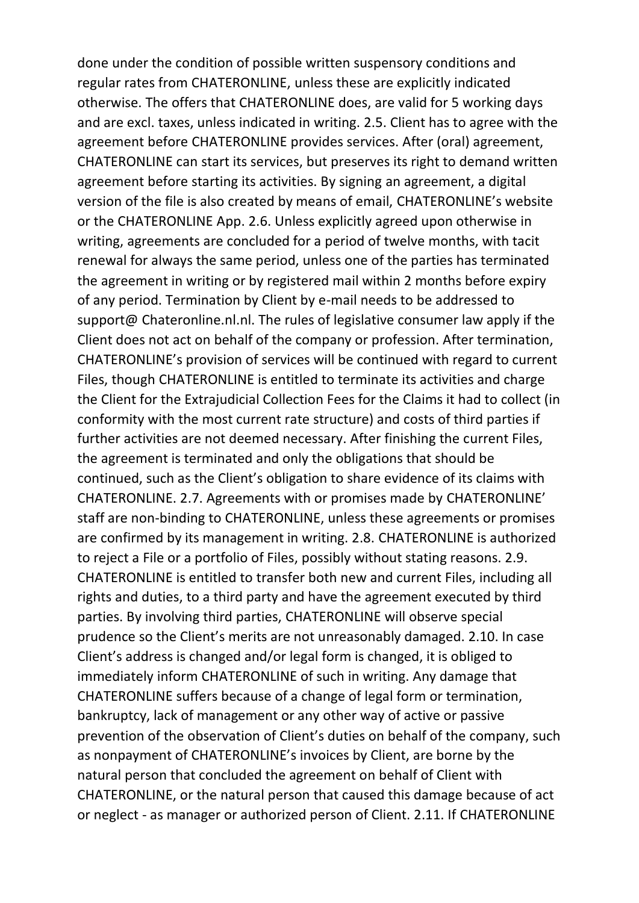done under the condition of possible written suspensory conditions and regular rates from CHATERONLINE, unless these are explicitly indicated otherwise. The offers that CHATERONLINE does, are valid for 5 working days and are excl. taxes, unless indicated in writing. 2.5. Client has to agree with the agreement before CHATERONLINE provides services. After (oral) agreement, CHATERONLINE can start its services, but preserves its right to demand written agreement before starting its activities. By signing an agreement, a digital version of the file is also created by means of email, CHATERONLINE's website or the CHATERONLINE App. 2.6. Unless explicitly agreed upon otherwise in writing, agreements are concluded for a period of twelve months, with tacit renewal for always the same period, unless one of the parties has terminated the agreement in writing or by registered mail within 2 months before expiry of any period. Termination by Client by e-mail needs to be addressed to support@ Chateronline.nl.nl. The rules of legislative consumer law apply if the Client does not act on behalf of the company or profession. After termination, CHATERONLINE's provision of services will be continued with regard to current Files, though CHATERONLINE is entitled to terminate its activities and charge the Client for the Extrajudicial Collection Fees for the Claims it had to collect (in conformity with the most current rate structure) and costs of third parties if further activities are not deemed necessary. After finishing the current Files, the agreement is terminated and only the obligations that should be continued, such as the Client's obligation to share evidence of its claims with CHATERONLINE. 2.7. Agreements with or promises made by CHATERONLINE' staff are non-binding to CHATERONLINE, unless these agreements or promises are confirmed by its management in writing. 2.8. CHATERONLINE is authorized to reject a File or a portfolio of Files, possibly without stating reasons. 2.9. CHATERONLINE is entitled to transfer both new and current Files, including all rights and duties, to a third party and have the agreement executed by third parties. By involving third parties, CHATERONLINE will observe special prudence so the Client's merits are not unreasonably damaged. 2.10. In case Client's address is changed and/or legal form is changed, it is obliged to immediately inform CHATERONLINE of such in writing. Any damage that CHATERONLINE suffers because of a change of legal form or termination, bankruptcy, lack of management or any other way of active or passive prevention of the observation of Client's duties on behalf of the company, such as nonpayment of CHATERONLINE's invoices by Client, are borne by the natural person that concluded the agreement on behalf of Client with CHATERONLINE, or the natural person that caused this damage because of act or neglect - as manager or authorized person of Client. 2.11. If CHATERONLINE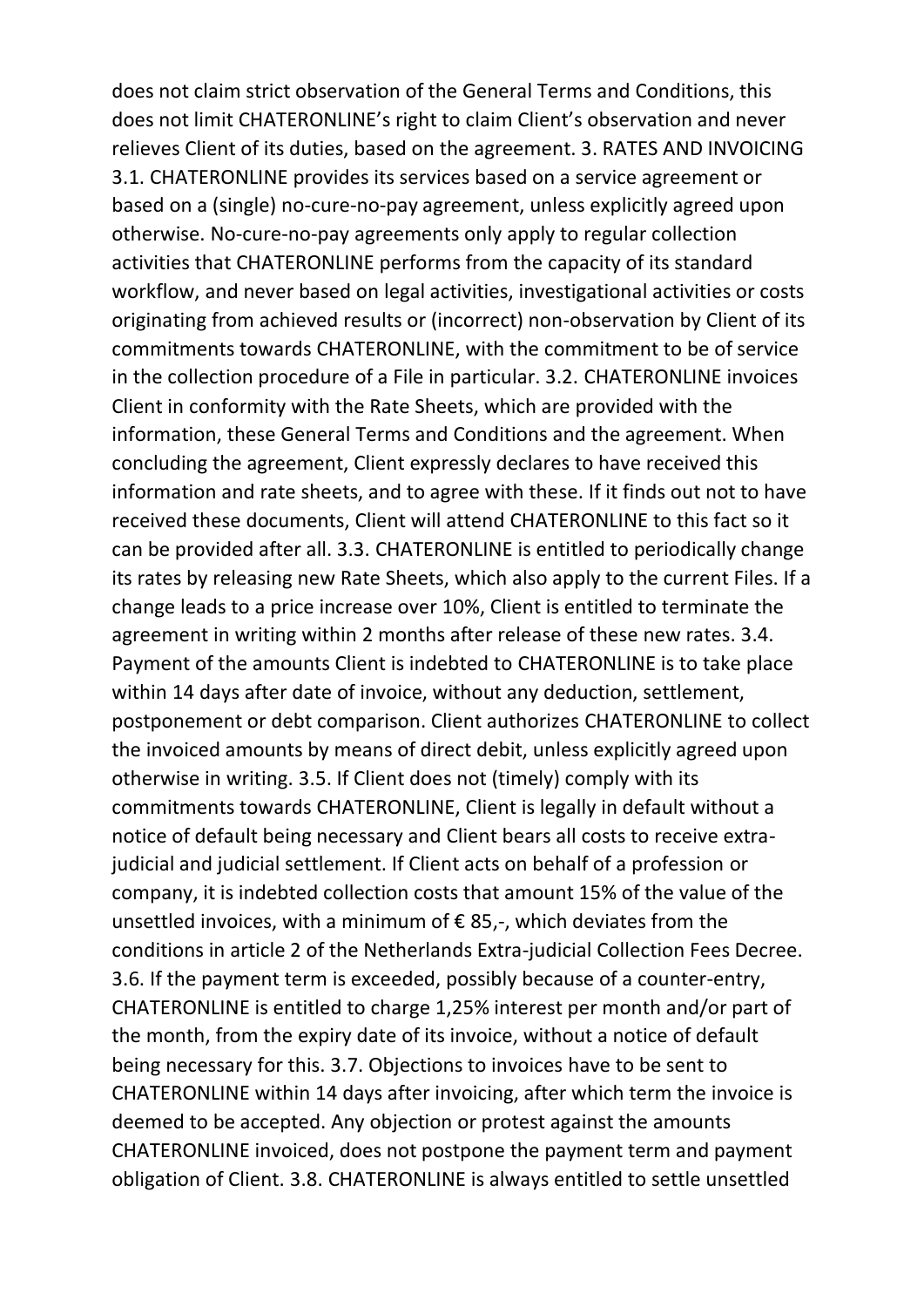does not claim strict observation of the General Terms and Conditions, this does not limit CHATERONLINE's right to claim Client's observation and never relieves Client of its duties, based on the agreement. 3. RATES AND INVOICING 3.1. CHATERONLINE provides its services based on a service agreement or based on a (single) no-cure-no-pay agreement, unless explicitly agreed upon otherwise. No-cure-no-pay agreements only apply to regular collection activities that CHATERONLINE performs from the capacity of its standard workflow, and never based on legal activities, investigational activities or costs originating from achieved results or (incorrect) non-observation by Client of its commitments towards CHATERONLINE, with the commitment to be of service in the collection procedure of a File in particular. 3.2. CHATERONLINE invoices Client in conformity with the Rate Sheets, which are provided with the information, these General Terms and Conditions and the agreement. When concluding the agreement, Client expressly declares to have received this information and rate sheets, and to agree with these. If it finds out not to have received these documents, Client will attend CHATERONLINE to this fact so it can be provided after all. 3.3. CHATERONLINE is entitled to periodically change its rates by releasing new Rate Sheets, which also apply to the current Files. If a change leads to a price increase over 10%, Client is entitled to terminate the agreement in writing within 2 months after release of these new rates. 3.4. Payment of the amounts Client is indebted to CHATERONLINE is to take place within 14 days after date of invoice, without any deduction, settlement, postponement or debt comparison. Client authorizes CHATERONLINE to collect the invoiced amounts by means of direct debit, unless explicitly agreed upon otherwise in writing. 3.5. If Client does not (timely) comply with its commitments towards CHATERONLINE, Client is legally in default without a notice of default being necessary and Client bears all costs to receive extra-judicial and judicial settlement. If Client acts on behalf of a profession or company, it is indebted collection costs that amount 15% of the value of the unsettled invoices, with a minimum of € 85,-, which deviates from the conditions in article 2 of the Netherlands Extra-judicial Collection Fees Decree. 3.6. If the payment term is exceeded, possibly because of a counter-entry, CHATERONLINE is entitled to charge 1,25% interest per month and/or part of the month, from the expiry date of its invoice, without a notice of default being necessary for this. 3.7. Objections to invoices have to be sent to CHATERONLINE within 14 days after invoicing, after which term the invoice is deemed to be accepted. Any objection or protest against the amounts CHATERONLINE invoiced, does not postpone the payment term and payment obligation of Client. 3.8. CHATERONLINE is always entitled to settle unsettled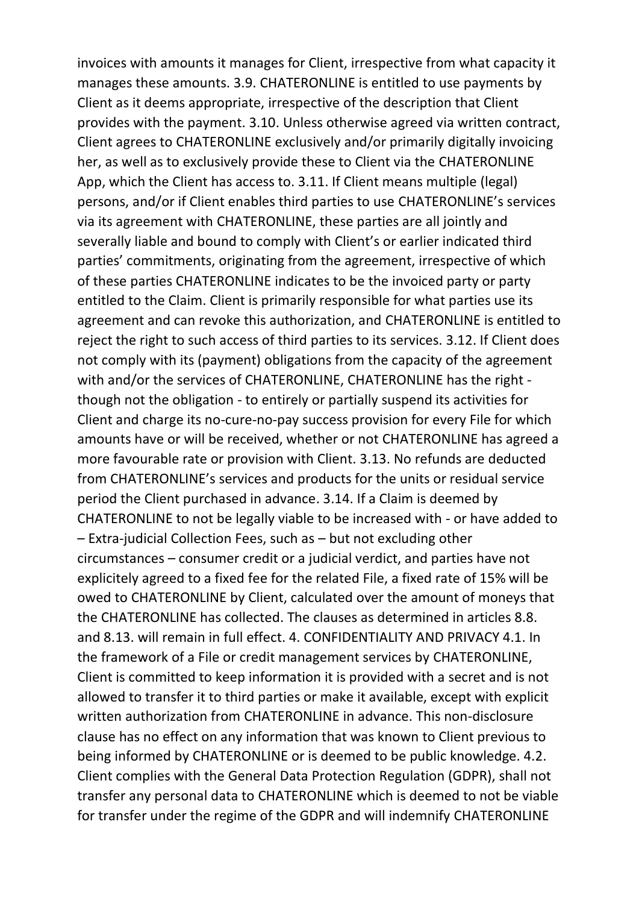invoices with amounts it manages for Client, irrespective from what capacity it manages these amounts. 3.9. CHATERONLINE is entitled to use payments by Client as it deems appropriate, irrespective of the description that Client provides with the payment. 3.10. Unless otherwise agreed via written contract, Client agrees to CHATERONLINE exclusively and/or primarily digitally invoicing her, as well as to exclusively provide these to Client via the CHATERONLINE App, which the Client has access to. 3.11. If Client means multiple (legal) persons, and/or if Client enables third parties to use CHATERONLINE's services via its agreement with CHATERONLINE, these parties are all jointly and severally liable and bound to comply with Client's or earlier indicated third parties' commitments, originating from the agreement, irrespective of which of these parties CHATERONLINE indicates to be the invoiced party or party entitled to the Claim. Client is primarily responsible for what parties use its agreement and can revoke this authorization, and CHATERONLINE is entitled to reject the right to such access of third parties to its services. 3.12. If Client does not comply with its (payment) obligations from the capacity of the agreement with and/or the services of CHATERONLINE, CHATERONLINE has the right - though not the obligation - to entirely or partially suspend its activities for Client and charge its no-cure-no-pay success provision for every File for which amounts have or will be received, whether or not CHATERONLINE has agreed a more favourable rate or provision with Client. 3.13. No refunds are deducted from CHATERONLINE's services and products for the units or residual service period the Client purchased in advance. 3.14. If a Claim is deemed by CHATERONLINE to not be legally viable to be increased with - or have added to – Extra-judicial Collection Fees, such as – but not excluding other circumstances – consumer credit or a judicial verdict, and parties have not explicitely agreed to a fixed fee for the related File, a fixed rate of 15% will be owed to CHATERONLINE by Client, calculated over the amount of moneys that the CHATERONLINE has collected. The clauses as determined in articles 8.8. and 8.13. will remain in full effect. 4. CONFIDENTIALITY AND PRIVACY 4.1. In the framework of a File or credit management services by CHATERONLINE, Client is committed to keep information it is provided with a secret and is not allowed to transfer it to third parties or make it available, except with explicit written authorization from CHATERONLINE in advance. This non-disclosure clause has no effect on any information that was known to Client previous to being informed by CHATERONLINE or is deemed to be public knowledge. 4.2. Client complies with the General Data Protection Regulation (GDPR), shall not transfer any personal data to CHATERONLINE which is deemed to not be viable for transfer under the regime of the GDPR and will indemnify CHATERONLINE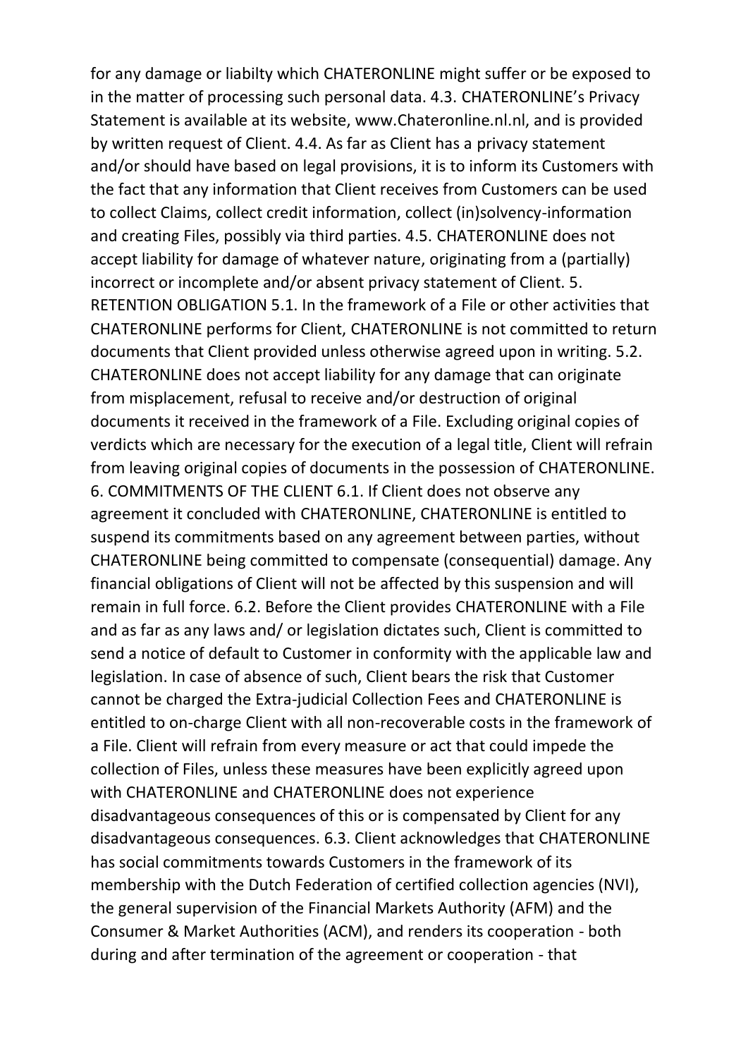for any damage or liabilty which CHATERONLINE might suffer or be exposed to in the matter of processing such personal data. 4.3. CHATERONLINE's Privacy Statement is available at its website, www.Chateronline.nl.nl, and is provided by written request of Client. 4.4. As far as Client has a privacy statement and/or should have based on legal provisions, it is to inform its Customers with the fact that any information that Client receives from Customers can be used to collect Claims, collect credit information, collect (in)solvency-information and creating Files, possibly via third parties. 4.5. CHATERONLINE does not accept liability for damage of whatever nature, originating from a (partially) incorrect or incomplete and/or absent privacy statement of Client. 5. RETENTION OBLIGATION 5.1. In the framework of a File or other activities that CHATERONLINE performs for Client, CHATERONLINE is not committed to return documents that Client provided unless otherwise agreed upon in writing. 5.2. CHATERONLINE does not accept liability for any damage that can originate from misplacement, refusal to receive and/or destruction of original documents it received in the framework of a File. Excluding original copies of verdicts which are necessary for the execution of a legal title, Client will refrain from leaving original copies of documents in the possession of CHATERONLINE. 6. COMMITMENTS OF THE CLIENT 6.1. If Client does not observe any agreement it concluded with CHATERONLINE, CHATERONLINE is entitled to suspend its commitments based on any agreement between parties, without CHATERONLINE being committed to compensate (consequential) damage. Any financial obligations of Client will not be affected by this suspension and will remain in full force. 6.2. Before the Client provides CHATERONLINE with a File and as far as any laws and/ or legislation dictates such, Client is committed to send a notice of default to Customer in conformity with the applicable law and legislation. In case of absence of such, Client bears the risk that Customer cannot be charged the Extra-judicial Collection Fees and CHATERONLINE is entitled to on-charge Client with all non-recoverable costs in the framework of a File. Client will refrain from every measure or act that could impede the collection of Files, unless these measures have been explicitly agreed upon with CHATERONLINE and CHATERONLINE does not experience disadvantageous consequences of this or is compensated by Client for any disadvantageous consequences. 6.3. Client acknowledges that CHATERONLINE has social commitments towards Customers in the framework of its membership with the Dutch Federation of certified collection agencies (NVI), the general supervision of the Financial Markets Authority (AFM) and the Consumer & Market Authorities (ACM), and renders its cooperation - both during and after termination of the agreement or cooperation - that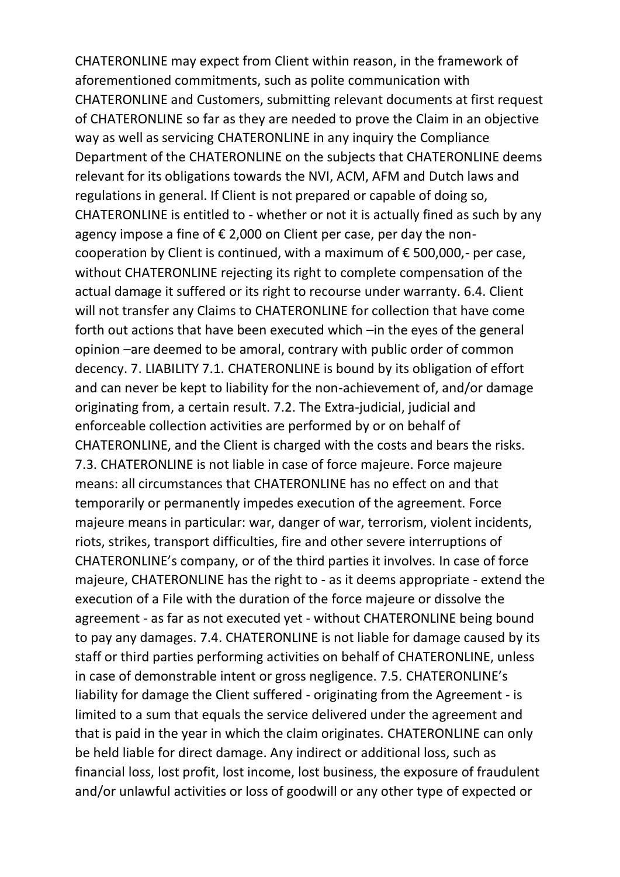CHATERONLINE may expect from Client within reason, in the framework of aforementioned commitments, such as polite communication with CHATERONLINE and Customers, submitting relevant documents at first request of CHATERONLINE so far as they are needed to prove the Claim in an objective way as well as servicing CHATERONLINE in any inquiry the Compliance Department of the CHATERONLINE on the subjects that CHATERONLINE deems relevant for its obligations towards the NVI, ACM, AFM and Dutch laws and regulations in general. If Client is not prepared or capable of doing so, CHATERONLINE is entitled to - whether or not it is actually fined as such by any agency impose a fine of € 2,000 on Client per case, per day the non-cooperation by Client is continued, with a maximum of € 500,000,- per case, without CHATERONLINE rejecting its right to complete compensation of the actual damage it suffered or its right to recourse under warranty. 6.4. Client will not transfer any Claims to CHATERONLINE for collection that have come forth out actions that have been executed which –in the eyes of the general opinion –are deemed to be amoral, contrary with public order of common decency. 7. LIABILITY 7.1. CHATERONLINE is bound by its obligation of effort and can never be kept to liability for the non-achievement of, and/or damage originating from, a certain result. 7.2. The Extra-judicial, judicial and enforceable collection activities are performed by or on behalf of CHATERONLINE, and the Client is charged with the costs and bears the risks. 7.3. CHATERONLINE is not liable in case of force majeure. Force majeure means: all circumstances that CHATERONLINE has no effect on and that temporarily or permanently impedes execution of the agreement. Force majeure means in particular: war, danger of war, terrorism, violent incidents, riots, strikes, transport difficulties, fire and other severe interruptions of CHATERONLINE's company, or of the third parties it involves. In case of force majeure, CHATERONLINE has the right to - as it deems appropriate - extend the execution of a File with the duration of the force majeure or dissolve the agreement - as far as not executed yet - without CHATERONLINE being bound to pay any damages. 7.4. CHATERONLINE is not liable for damage caused by its staff or third parties performing activities on behalf of CHATERONLINE, unless in case of demonstrable intent or gross negligence. 7.5. CHATERONLINE's liability for damage the Client suffered - originating from the Agreement - is limited to a sum that equals the service delivered under the agreement and that is paid in the year in which the claim originates. CHATERONLINE can only be held liable for direct damage. Any indirect or additional loss, such as financial loss, lost profit, lost income, lost business, the exposure of fraudulent and/or unlawful activities or loss of goodwill or any other type of expected or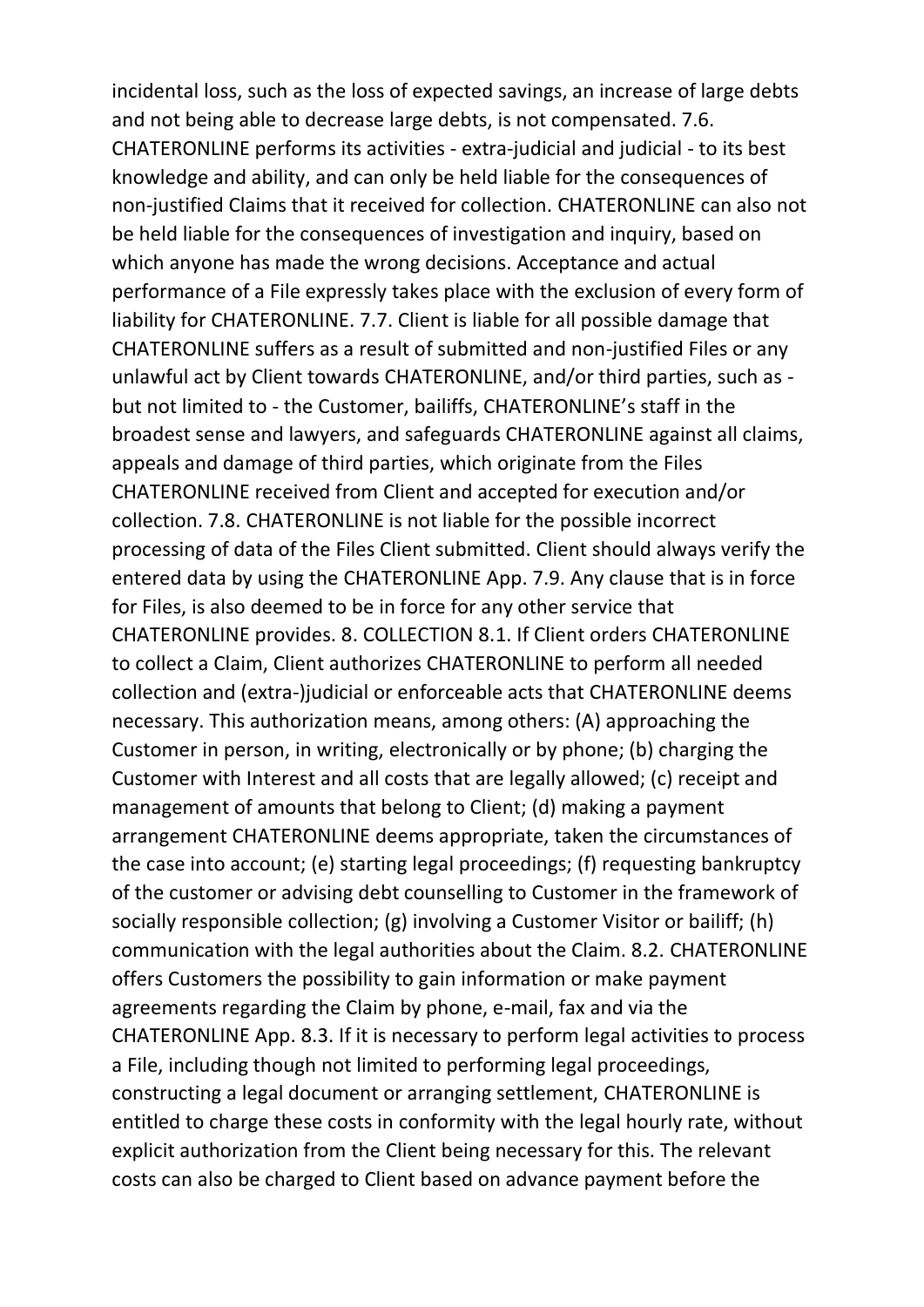incidental loss, such as the loss of expected savings, an increase of large debts and not being able to decrease large debts, is not compensated. 7.6. CHATERONLINE performs its activities - extra-judicial and judicial - to its best knowledge and ability, and can only be held liable for the consequences of non-justified Claims that it received for collection. CHATERONLINE can also not be held liable for the consequences of investigation and inquiry, based on which anyone has made the wrong decisions. Acceptance and actual performance of a File expressly takes place with the exclusion of every form of liability for CHATERONLINE. 7.7. Client is liable for all possible damage that CHATERONLINE suffers as a result of submitted and non-justified Files or any unlawful act by Client towards CHATERONLINE, and/or third parties, such as - but not limited to - the Customer, bailiffs, CHATERONLINE's staff in the broadest sense and lawyers, and safeguards CHATERONLINE against all claims, appeals and damage of third parties, which originate from the Files CHATERONLINE received from Client and accepted for execution and/or collection. 7.8. CHATERONLINE is not liable for the possible incorrect processing of data of the Files Client submitted. Client should always verify the entered data by using the CHATERONLINE App. 7.9. Any clause that is in force for Files, is also deemed to be in force for any other service that CHATERONLINE provides. 8. COLLECTION 8.1. If Client orders CHATERONLINE to collect a Claim, Client authorizes CHATERONLINE to perform all needed collection and (extra-)judicial or enforceable acts that CHATERONLINE deems necessary. This authorization means, among others: (A) approaching the Customer in person, in writing, electronically or by phone; (b) charging the Customer with Interest and all costs that are legally allowed; (c) receipt and management of amounts that belong to Client; (d) making a payment arrangement CHATERONLINE deems appropriate, taken the circumstances of the case into account; (e) starting legal proceedings; (f) requesting bankruptcy of the customer or advising debt counselling to Customer in the framework of socially responsible collection; (g) involving a Customer Visitor or bailiff; (h) communication with the legal authorities about the Claim. 8.2. CHATERONLINE offers Customers the possibility to gain information or make payment agreements regarding the Claim by phone, e-mail, fax and via the CHATERONLINE App. 8.3. If it is necessary to perform legal activities to process a File, including though not limited to performing legal proceedings, constructing a legal document or arranging settlement, CHATERONLINE is entitled to charge these costs in conformity with the legal hourly rate, without explicit authorization from the Client being necessary for this. The relevant costs can also be charged to Client based on advance payment before the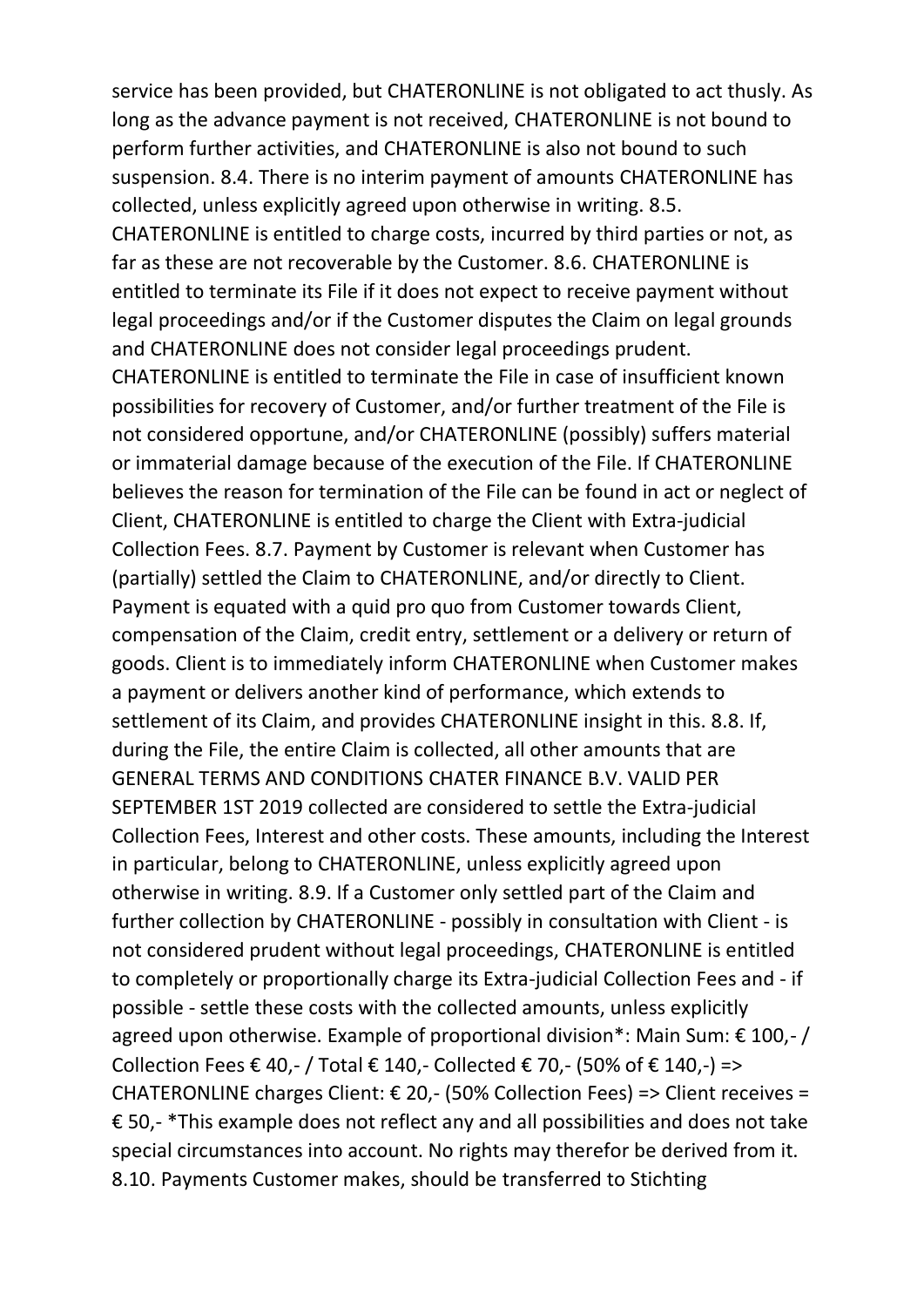service has been provided, but CHATERONLINE is not obligated to act thusly. As long as the advance payment is not received, CHATERONLINE is not bound to perform further activities, and CHATERONLINE is also not bound to such suspension. 8.4. There is no interim payment of amounts CHATERONLINE has collected, unless explicitly agreed upon otherwise in writing. 8.5. CHATERONLINE is entitled to charge costs, incurred by third parties or not, as far as these are not recoverable by the Customer. 8.6. CHATERONLINE is entitled to terminate its File if it does not expect to receive payment without legal proceedings and/or if the Customer disputes the Claim on legal grounds and CHATERONLINE does not consider legal proceedings prudent. CHATERONLINE is entitled to terminate the File in case of insufficient known possibilities for recovery of Customer, and/or further treatment of the File is not considered opportune, and/or CHATERONLINE (possibly) suffers material or immaterial damage because of the execution of the File. If CHATERONLINE believes the reason for termination of the File can be found in act or neglect of Client, CHATERONLINE is entitled to charge the Client with Extra-judicial Collection Fees. 8.7. Payment by Customer is relevant when Customer has (partially) settled the Claim to CHATERONLINE, and/or directly to Client. Payment is equated with a quid pro quo from Customer towards Client, compensation of the Claim, credit entry, settlement or a delivery or return of goods. Client is to immediately inform CHATERONLINE when Customer makes a payment or delivers another kind of performance, which extends to settlement of its Claim, and provides CHATERONLINE insight in this. 8.8. If, during the File, the entire Claim is collected, all other amounts that are GENERAL TERMS AND CONDITIONS CHATER FINANCE B.V. VALID PER SEPTEMBER 1ST 2019 collected are considered to settle the Extra-judicial Collection Fees, Interest and other costs. These amounts, including the Interest in particular, belong to CHATERONLINE, unless explicitly agreed upon otherwise in writing. 8.9. If a Customer only settled part of the Claim and further collection by CHATERONLINE - possibly in consultation with Client - is not considered prudent without legal proceedings, CHATERONLINE is entitled to completely or proportionally charge its Extra-judicial Collection Fees and - if possible - settle these costs with the collected amounts, unless explicitly agreed upon otherwise. Example of proportional division*: Main Sum: € 100,- / Collection Fees € 40,- / Total € 140,- Collected € 70,- (50% of € 140,-) => CHATERONLINE charges Client: € 20,- (50% Collection Fees) => Client receives = € 50,- *This example does not reflect any and all possibilities and does not take special circumstances into account. No rights may therefor be derived from it. 8.10. Payments Customer makes, should be transferred to Stichting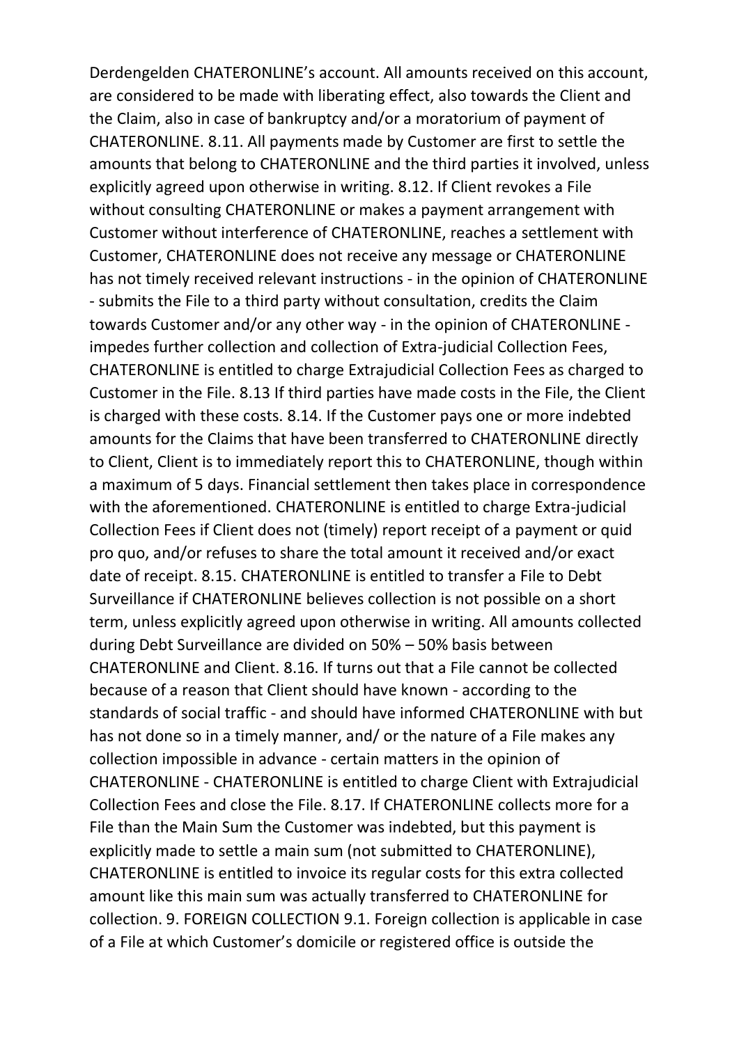Derdengelden CHATERONLINE's account. All amounts received on this account, are considered to be made with liberating effect, also towards the Client and the Claim, also in case of bankruptcy and/or a moratorium of payment of CHATERONLINE. 8.11. All payments made by Customer are first to settle the amounts that belong to CHATERONLINE and the third parties it involved, unless explicitly agreed upon otherwise in writing. 8.12. If Client revokes a File without consulting CHATERONLINE or makes a payment arrangement with Customer without interference of CHATERONLINE, reaches a settlement with Customer, CHATERONLINE does not receive any message or CHATERONLINE has not timely received relevant instructions - in the opinion of CHATERONLINE - submits the File to a third party without consultation, credits the Claim towards Customer and/or any other way - in the opinion of CHATERONLINE - impedes further collection and collection of Extra-judicial Collection Fees, CHATERONLINE is entitled to charge Extrajudicial Collection Fees as charged to Customer in the File. 8.13 If third parties have made costs in the File, the Client is charged with these costs. 8.14. If the Customer pays one or more indebted amounts for the Claims that have been transferred to CHATERONLINE directly to Client, Client is to immediately report this to CHATERONLINE, though within a maximum of 5 days. Financial settlement then takes place in correspondence with the aforementioned. CHATERONLINE is entitled to charge Extra-judicial Collection Fees if Client does not (timely) report receipt of a payment or quid pro quo, and/or refuses to share the total amount it received and/or exact date of receipt. 8.15. CHATERONLINE is entitled to transfer a File to Debt Surveillance if CHATERONLINE believes collection is not possible on a short term, unless explicitly agreed upon otherwise in writing. All amounts collected during Debt Surveillance are divided on 50% – 50% basis between CHATERONLINE and Client. 8.16. If turns out that a File cannot be collected because of a reason that Client should have known - according to the standards of social traffic - and should have informed CHATERONLINE with but has not done so in a timely manner, and/ or the nature of a File makes any collection impossible in advance - certain matters in the opinion of CHATERONLINE - CHATERONLINE is entitled to charge Client with Extrajudicial Collection Fees and close the File. 8.17. If CHATERONLINE collects more for a File than the Main Sum the Customer was indebted, but this payment is explicitly made to settle a main sum (not submitted to CHATERONLINE), CHATERONLINE is entitled to invoice its regular costs for this extra collected amount like this main sum was actually transferred to CHATERONLINE for collection. 9. FOREIGN COLLECTION 9.1. Foreign collection is applicable in case of a File at which Customer's domicile or registered office is outside the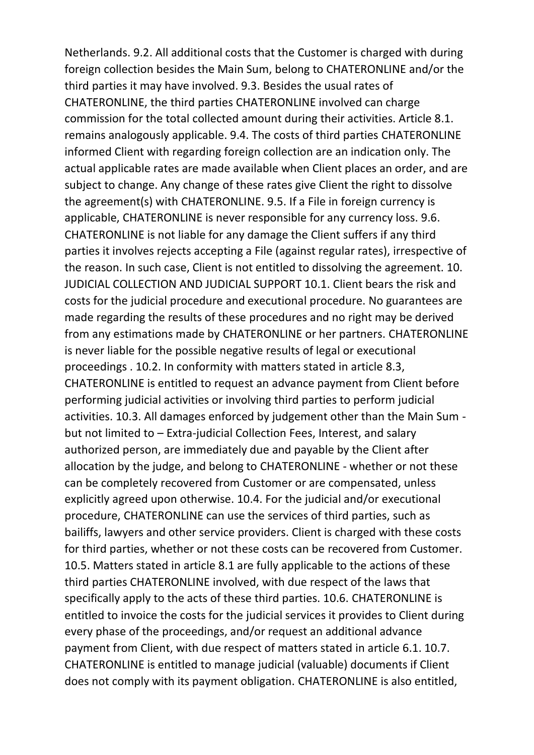Netherlands. 9.2. All additional costs that the Customer is charged with during foreign collection besides the Main Sum, belong to CHATERONLINE and/or the third parties it may have involved. 9.3. Besides the usual rates of CHATERONLINE, the third parties CHATERONLINE involved can charge commission for the total collected amount during their activities. Article 8.1. remains analogously applicable. 9.4. The costs of third parties CHATERONLINE informed Client with regarding foreign collection are an indication only. The actual applicable rates are made available when Client places an order, and are subject to change. Any change of these rates give Client the right to dissolve the agreement(s) with CHATERONLINE. 9.5. If a File in foreign currency is applicable, CHATERONLINE is never responsible for any currency loss. 9.6. CHATERONLINE is not liable for any damage the Client suffers if any third parties it involves rejects accepting a File (against regular rates), irrespective of the reason. In such case, Client is not entitled to dissolving the agreement. 10. JUDICIAL COLLECTION AND JUDICIAL SUPPORT 10.1. Client bears the risk and costs for the judicial procedure and executional procedure. No guarantees are made regarding the results of these procedures and no right may be derived from any estimations made by CHATERONLINE or her partners. CHATERONLINE is never liable for the possible negative results of legal or executional proceedings . 10.2. In conformity with matters stated in article 8.3, CHATERONLINE is entitled to request an advance payment from Client before performing judicial activities or involving third parties to perform judicial activities. 10.3. All damages enforced by judgement other than the Main Sum - but not limited to – Extra-judicial Collection Fees, Interest, and salary authorized person, are immediately due and payable by the Client after allocation by the judge, and belong to CHATERONLINE - whether or not these can be completely recovered from Customer or are compensated, unless explicitly agreed upon otherwise. 10.4. For the judicial and/or executional procedure, CHATERONLINE can use the services of third parties, such as bailiffs, lawyers and other service providers. Client is charged with these costs for third parties, whether or not these costs can be recovered from Customer. 10.5. Matters stated in article 8.1 are fully applicable to the actions of these third parties CHATERONLINE involved, with due respect of the laws that specifically apply to the acts of these third parties. 10.6. CHATERONLINE is entitled to invoice the costs for the judicial services it provides to Client during every phase of the proceedings, and/or request an additional advance payment from Client, with due respect of matters stated in article 6.1. 10.7. CHATERONLINE is entitled to manage judicial (valuable) documents if Client does not comply with its payment obligation. CHATERONLINE is also entitled,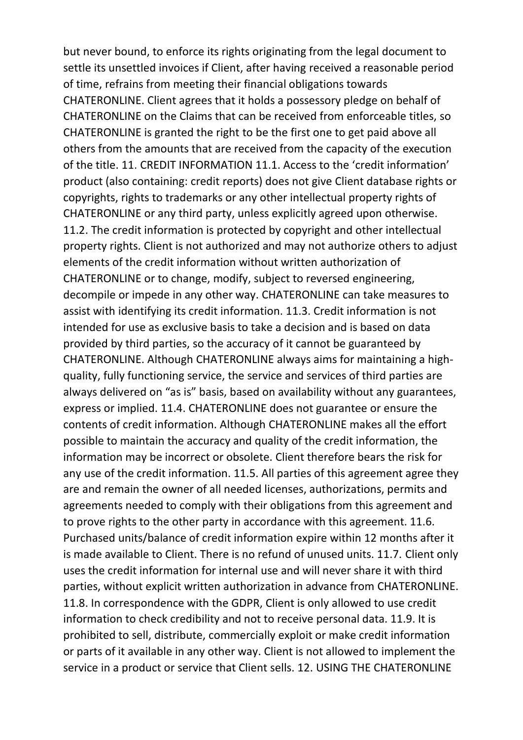but never bound, to enforce its rights originating from the legal document to settle its unsettled invoices if Client, after having received a reasonable period of time, refrains from meeting their financial obligations towards CHATERONLINE. Client agrees that it holds a possessory pledge on behalf of CHATERONLINE on the Claims that can be received from enforceable titles, so CHATERONLINE is granted the right to be the first one to get paid above all others from the amounts that are received from the capacity of the execution of the title. 11. CREDIT INFORMATION 11.1. Access to the 'credit information' product (also containing: credit reports) does not give Client database rights or copyrights, rights to trademarks or any other intellectual property rights of CHATERONLINE or any third party, unless explicitly agreed upon otherwise. 11.2. The credit information is protected by copyright and other intellectual property rights. Client is not authorized and may not authorize others to adjust elements of the credit information without written authorization of CHATERONLINE or to change, modify, subject to reversed engineering, decompile or impede in any other way. CHATERONLINE can take measures to assist with identifying its credit information. 11.3. Credit information is not intended for use as exclusive basis to take a decision and is based on data provided by third parties, so the accuracy of it cannot be guaranteed by CHATERONLINE. Although CHATERONLINE always aims for maintaining a high-quality, fully functioning service, the service and services of third parties are always delivered on "as is" basis, based on availability without any guarantees, express or implied. 11.4. CHATERONLINE does not guarantee or ensure the contents of credit information. Although CHATERONLINE makes all the effort possible to maintain the accuracy and quality of the credit information, the information may be incorrect or obsolete. Client therefore bears the risk for any use of the credit information. 11.5. All parties of this agreement agree they are and remain the owner of all needed licenses, authorizations, permits and agreements needed to comply with their obligations from this agreement and to prove rights to the other party in accordance with this agreement. 11.6. Purchased units/balance of credit information expire within 12 months after it is made available to Client. There is no refund of unused units. 11.7. Client only uses the credit information for internal use and will never share it with third parties, without explicit written authorization in advance from CHATERONLINE. 11.8. In correspondence with the GDPR, Client is only allowed to use credit information to check credibility and not to receive personal data. 11.9. It is prohibited to sell, distribute, commercially exploit or make credit information or parts of it available in any other way. Client is not allowed to implement the service in a product or service that Client sells. 12. USING THE CHATERONLINE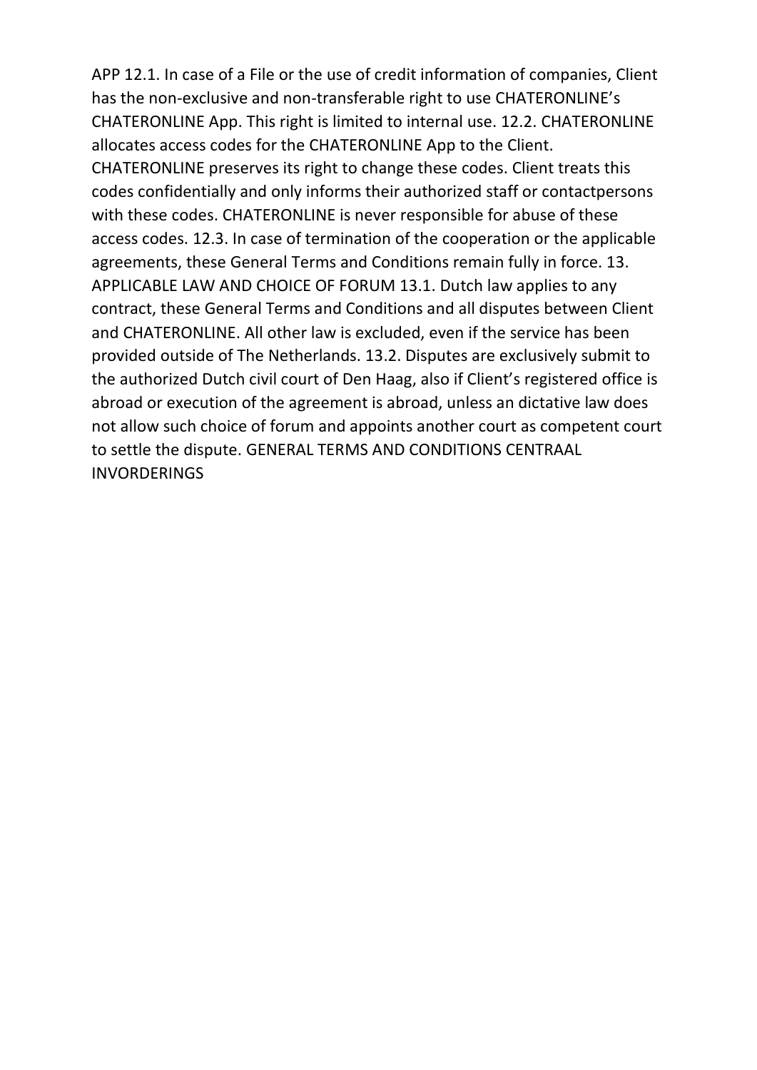APP 12.1. In case of a File or the use of credit information of companies, Client has the non-exclusive and non-transferable right to use CHATERONLINE's CHATERONLINE App. This right is limited to internal use. 12.2. CHATERONLINE allocates access codes for the CHATERONLINE App to the Client. CHATERONLINE preserves its right to change these codes. Client treats this codes confidentially and only informs their authorized staff or contactpersons with these codes. CHATERONLINE is never responsible for abuse of these access codes. 12.3. In case of termination of the cooperation or the applicable agreements, these General Terms and Conditions remain fully in force. 13. APPLICABLE LAW AND CHOICE OF FORUM 13.1. Dutch law applies to any contract, these General Terms and Conditions and all disputes between Client and CHATERONLINE. All other law is excluded, even if the service has been provided outside of The Netherlands. 13.2. Disputes are exclusively submit to the authorized Dutch civil court of Den Haag, also if Client's registered office is abroad or execution of the agreement is abroad, unless an dictative law does not allow such choice of forum and appoints another court as competent court to settle the dispute. GENERAL TERMS AND CONDITIONS CENTRAAL INVORDERINGS